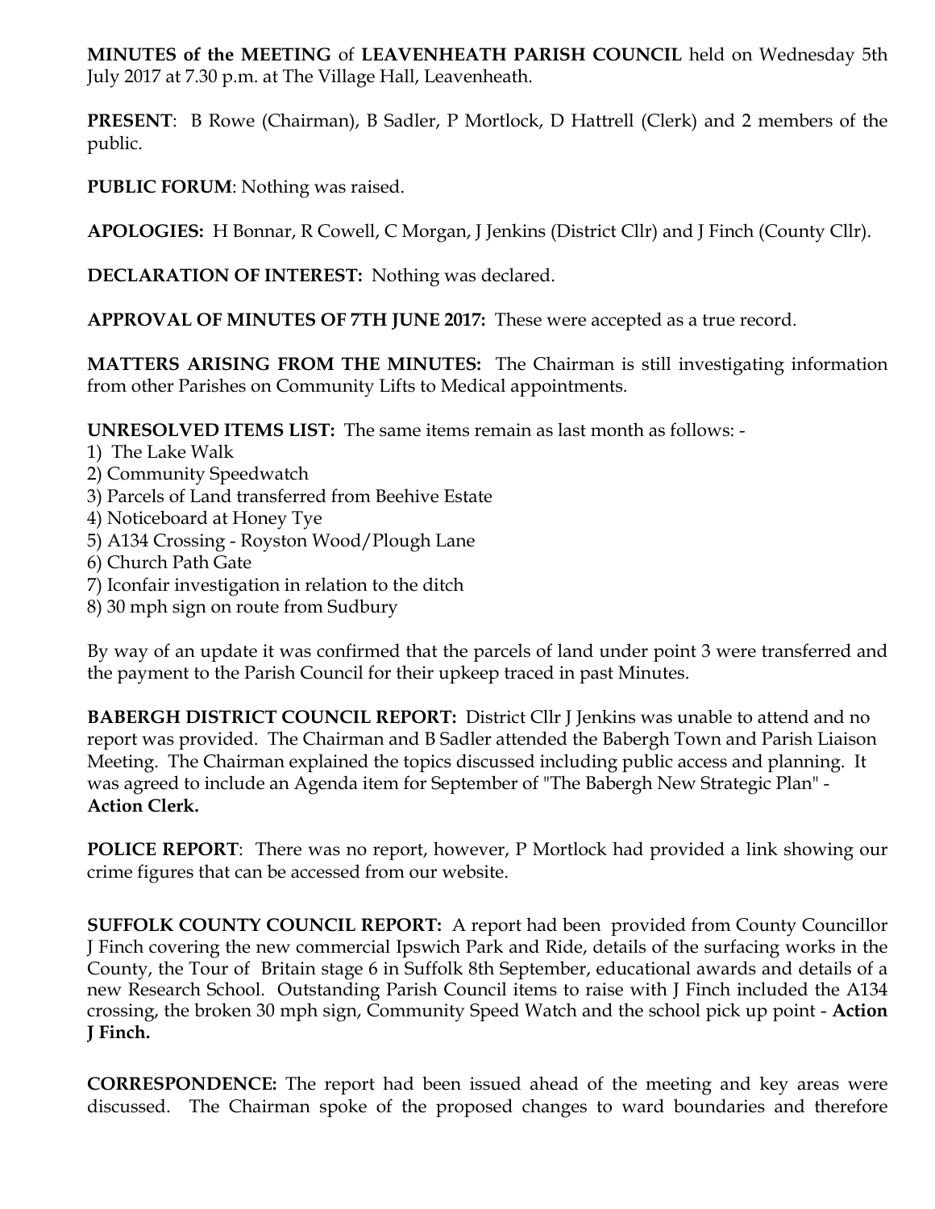**MINUTES of the MEETING** of **LEAVENHEATH PARISH COUNCIL** held on Wednesday 5th July 2017 at 7.30 p.m. at The Village Hall, Leavenheath.

**PRESENT**: B Rowe (Chairman), B Sadler, P Mortlock, D Hattrell (Clerk) and 2 members of the public.

**PUBLIC FORUM**: Nothing was raised.

**APOLOGIES:** H Bonnar, R Cowell, C Morgan, J Jenkins (District Cllr) and J Finch (County Cllr).

**DECLARATION OF INTEREST:** Nothing was declared.

**APPROVAL OF MINUTES OF 7TH JUNE 2017:** These were accepted as a true record.

**MATTERS ARISING FROM THE MINUTES:** The Chairman is still investigating information from other Parishes on Community Lifts to Medical appointments.

**UNRESOLVED ITEMS LIST:** The same items remain as last month as follows: -

1) The Lake Walk
2) Community Speedwatch
3) Parcels of Land transferred from Beehive Estate
4) Noticeboard at Honey Tye
5) A134 Crossing - Royston Wood/Plough Lane
6) Church Path Gate
7) Iconfair investigation in relation to the ditch
8) 30 mph sign on route from Sudbury

By way of an update it was confirmed that the parcels of land under point 3 were transferred and the payment to the Parish Council for their upkeep traced in past Minutes.

**BABERGH DISTRICT COUNCIL REPORT:** District Cllr J Jenkins was unable to attend and no report was provided. The Chairman and B Sadler attended the Babergh Town and Parish Liaison Meeting. The Chairman explained the topics discussed including public access and planning. It was agreed to include an Agenda item for September of "The Babergh New Strategic Plan" - **Action Clerk.**

**POLICE REPORT**: There was no report, however, P Mortlock had provided a link showing our crime figures that can be accessed from our website.

**SUFFOLK COUNTY COUNCIL REPORT:** A report had been provided from County Councillor J Finch covering the new commercial Ipswich Park and Ride, details of the surfacing works in the County, the Tour of Britain stage 6 in Suffolk 8th September, educational awards and details of a new Research School. Outstanding Parish Council items to raise with J Finch included the A134 crossing, the broken 30 mph sign, Community Speed Watch and the school pick up point - **Action J Finch.**

**CORRESPONDENCE:** The report had been issued ahead of the meeting and key areas were discussed. The Chairman spoke of the proposed changes to ward boundaries and therefore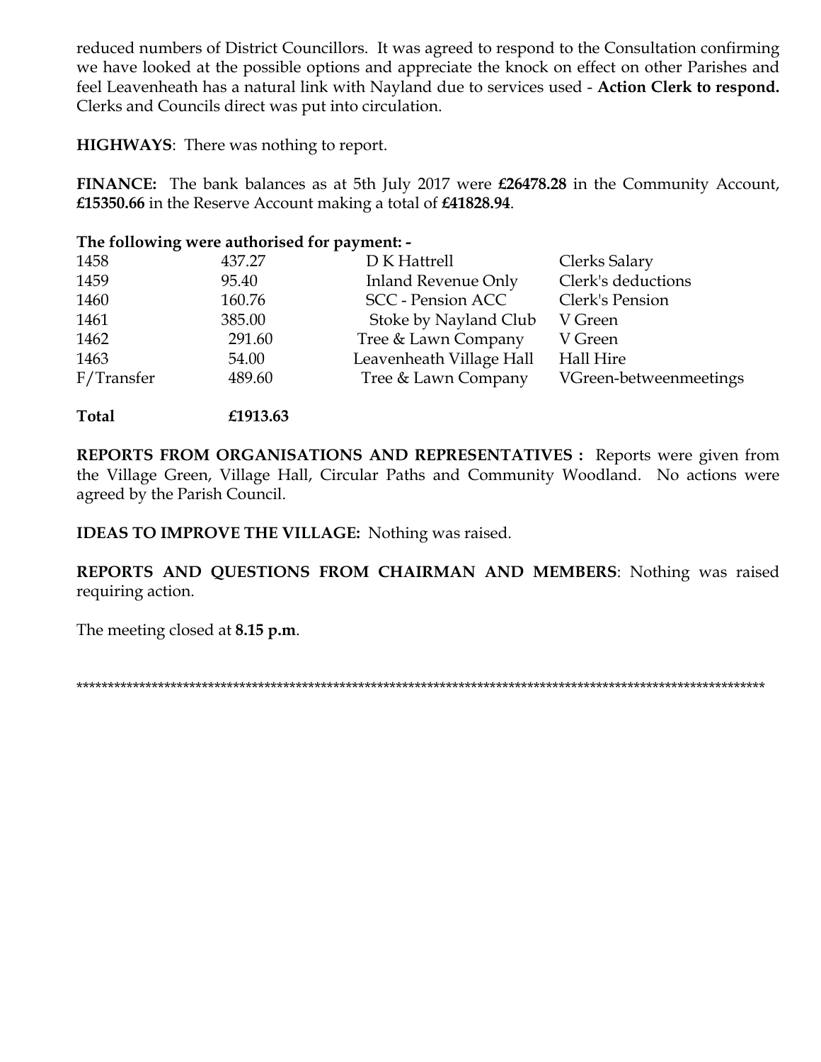reduced numbers of District Councillors. It was agreed to respond to the Consultation confirming we have looked at the possible options and appreciate the knock on effect on other Parishes and feel Leavenheath has a natural link with Nayland due to services used - **Action Clerk to respond.** Clerks and Councils direct was put into circulation.

**HIGHWAYS**: There was nothing to report.

**FINANCE:** The bank balances as at 5th July 2017 were **£26478.28** in the Community Account, **£15350.66** in the Reserve Account making a total of **£41828.94**.

**The following were authorised for payment: -**

| | | | |
|---|---|---|---|
| 1458 | 437.27 | D K Hattrell | Clerks Salary |
| 1459 | 95.40 | Inland Revenue Only | Clerk's deductions |
| 1460 | 160.76 | SCC - Pension ACC | Clerk's Pension |
| 1461 | 385.00 | Stoke by Nayland Club | V Green |
| 1462 | 291.60 | Tree & Lawn Company | V Green |
| 1463 | 54.00 | Leavenheath Village Hall | Hall Hire |
| F/Transfer | 489.60 | Tree & Lawn Company | VGreen-betweenmeetings |
| **Total** | **£1913.63** | | |

**REPORTS FROM ORGANISATIONS AND REPRESENTATIVES :** Reports were given from the Village Green, Village Hall, Circular Paths and Community Woodland. No actions were agreed by the Parish Council.

**IDEAS TO IMPROVE THE VILLAGE:** Nothing was raised.

**REPORTS AND QUESTIONS FROM CHAIRMAN AND MEMBERS**: Nothing was raised requiring action.

The meeting closed at **8.15 p.m**.

******************************************************************************************************************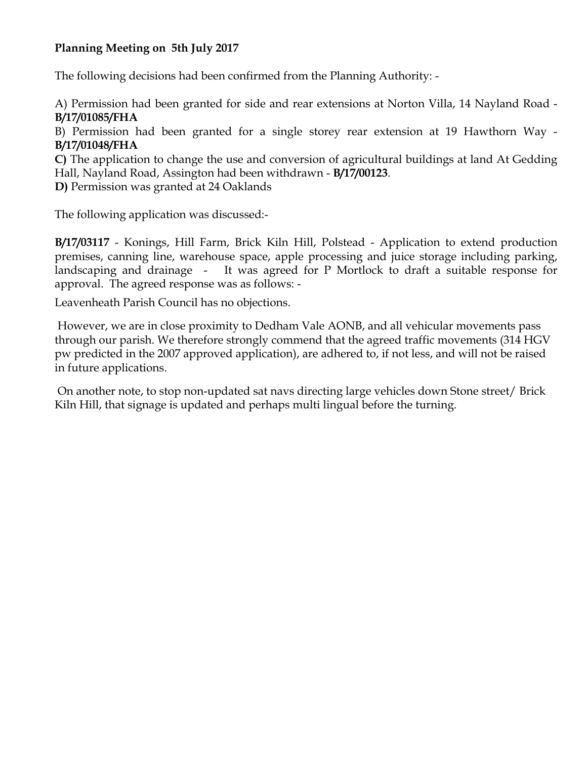**Planning Meeting on 5th July 2017**

The following decisions had been confirmed from the Planning Authority: -

A) Permission had been granted for side and rear extensions at Norton Villa, 14 Nayland Road - **B/17/01085/FHA**

B) Permission had been granted for a single storey rear extension at 19 Hawthorn Way - **B/17/01048/FHA**

**C)** The application to change the use and conversion of agricultural buildings at land At Gedding Hall, Nayland Road, Assington had been withdrawn - **B/17/00123**.

**D)** Permission was granted at 24 Oaklands

The following application was discussed:-

**B/17/03117** - Konings, Hill Farm, Brick Kiln Hill, Polstead - Application to extend production premises, canning line, warehouse space, apple processing and juice storage including parking, landscaping and drainage - It was agreed for P Mortlock to draft a suitable response for approval. The agreed response was as follows: -

Leavenheath Parish Council has no objections.

However, we are in close proximity to Dedham Vale AONB, and all vehicular movements pass through our parish. We therefore strongly commend that the agreed traffic movements (314 HGV pw predicted in the 2007 approved application), are adhered to, if not less, and will not be raised in future applications.

On another note, to stop non-updated sat navs directing large vehicles down Stone street/ Brick Kiln Hill, that signage is updated and perhaps multi lingual before the turning.